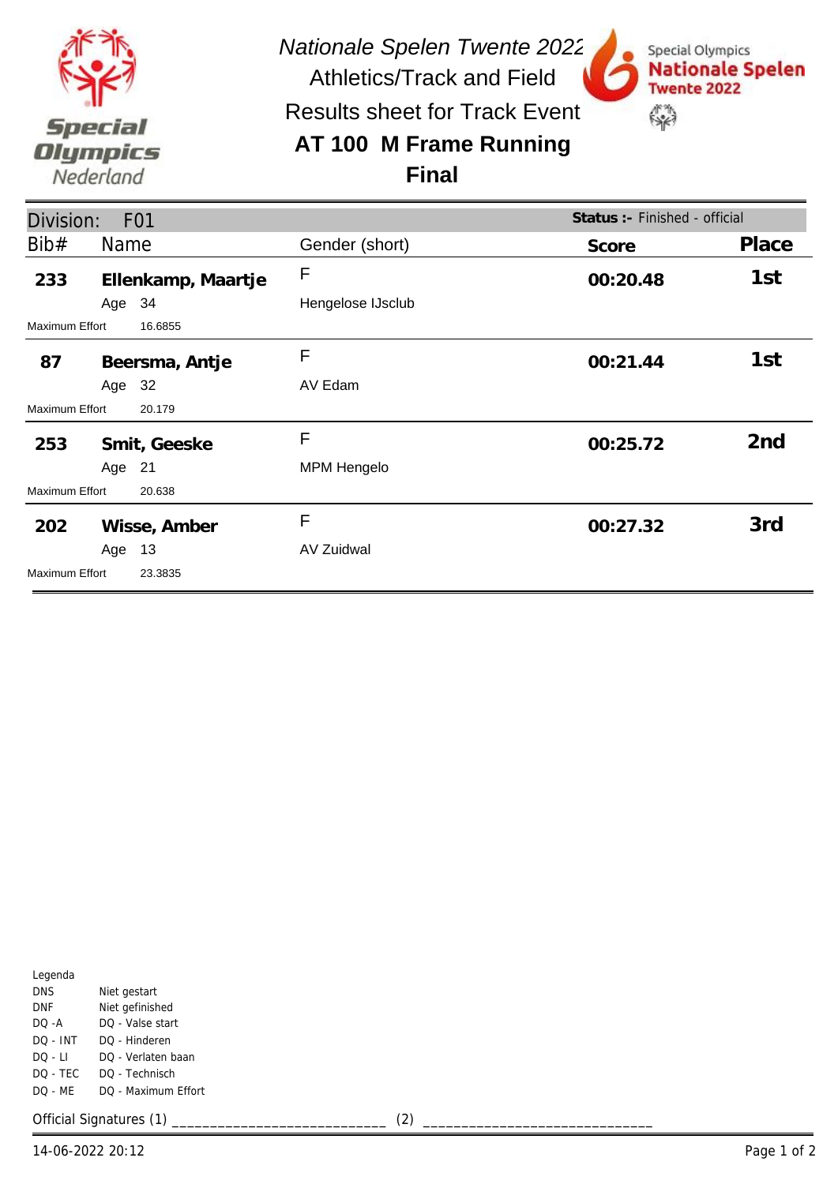*Nationale Spelen Twente 2022*

Athletics/Track and Field

Results sheet for Track Event

# AT 100 M Frame Running

## Final

| Division: F01 | | | **Status :-** Finished - official | |
|---|---|---|---|---|
| Bib# | Name | Gender (short) | **Score** | **Place** |
| **233** | **Ellenkamp, Maartje** | F | **00:20.48** | **1st** |
| | Age 34 | Hengelose IJsclub | | |
| Maximum Effort | 16.6855 | | | |
| **87** | **Beersma, Antje** | F | **00:21.44** | **1st** |
| | Age 32 | AV Edam | | |
| Maximum Effort | 20.179 | | | |
| **253** | **Smit, Geeske** | F | **00:25.72** | **2nd** |
| | Age 21 | MPM Hengelo | | |
| Maximum Effort | 20.638 | | | |
| **202** | **Wisse, Amber** | F | **00:27.32** | **3rd** |
| | Age 13 | AV Zuidwal | | |
| Maximum Effort | 23.3835 | | | |

Legenda

| | |
|---|---|
| DNS | Niet gestart |
| DNF | Niet gefinished |
| DQ -A | DQ - Valse start |
| DQ - INT | DQ - Hinderen |
| DQ - LI | DQ - Verlaten baan |
| DQ - TEC | DQ - Technisch |
| DQ - ME | DQ - Maximum Effort |

Official Signatures (1) ___________________________ (2) ____________________________

14-06-2022 20:12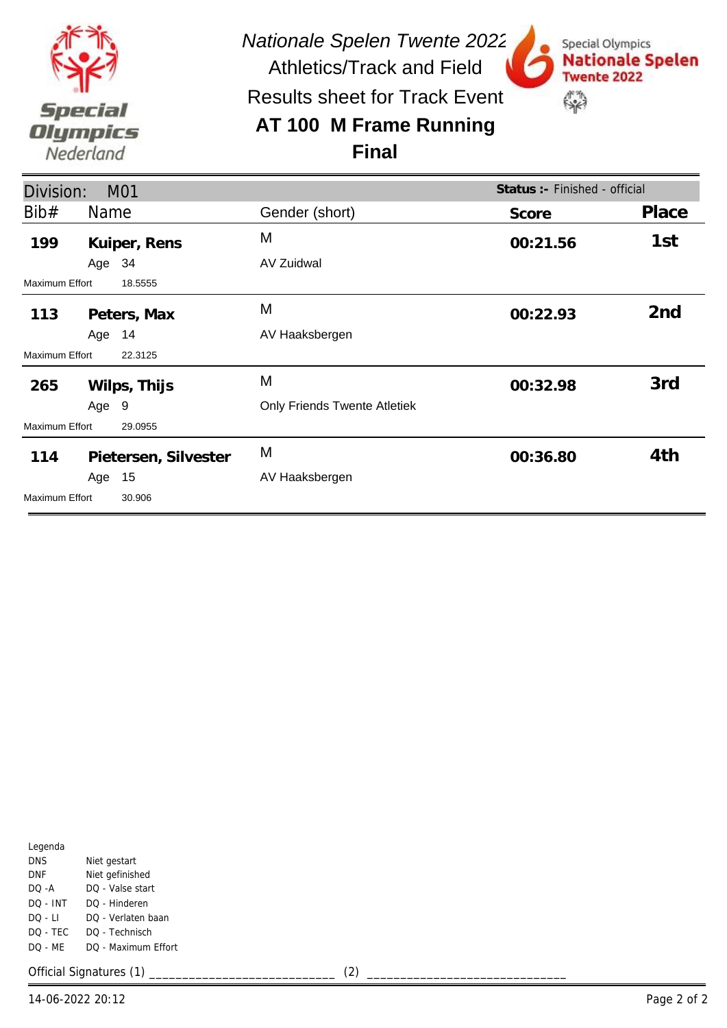*Nationale Spelen Twente 2022*

Athletics/Track and Field

Results sheet for Track Event

# AT 100 M Frame Running

## Final

Division: M01 | **Status :-** Finished - official

| Bib# | Name | Gender (short) | Score | Place |
|---|---|---|---|---|
| **199** | **Kuiper, Rens** Age 34 | M AV Zuidwal | **00:21.56** | **1st** |
| | Maximum Effort 18.5555 | | | |
| **113** | **Peters, Max** Age 14 | M AV Haaksbergen | **00:22.93** | **2nd** |
| | Maximum Effort 22.3125 | | | |
| **265** | **Wilps, Thijs** Age 9 | M Only Friends Twente Atletiek | **00:32.98** | **3rd** |
| | Maximum Effort 29.0955 | | | |
| **114** | **Pietersen, Silvester** Age 15 | M AV Haaksbergen | **00:36.80** | **4th** |
| | Maximum Effort 30.906 | | | |

Legenda

| | |
|---|---|
| DNS | Niet gestart |
| DNF | Niet gefinished |
| DQ -A | DQ - Valse start |
| DQ - INT | DQ - Hinderen |
| DQ - LI | DQ - Verlaten baan |
| DQ - TEC | DQ - Technisch |
| DQ - ME | DQ - Maximum Effort |

Official Signatures (1) ___________________________ (2) ___________________________

14-06-2022 20:12